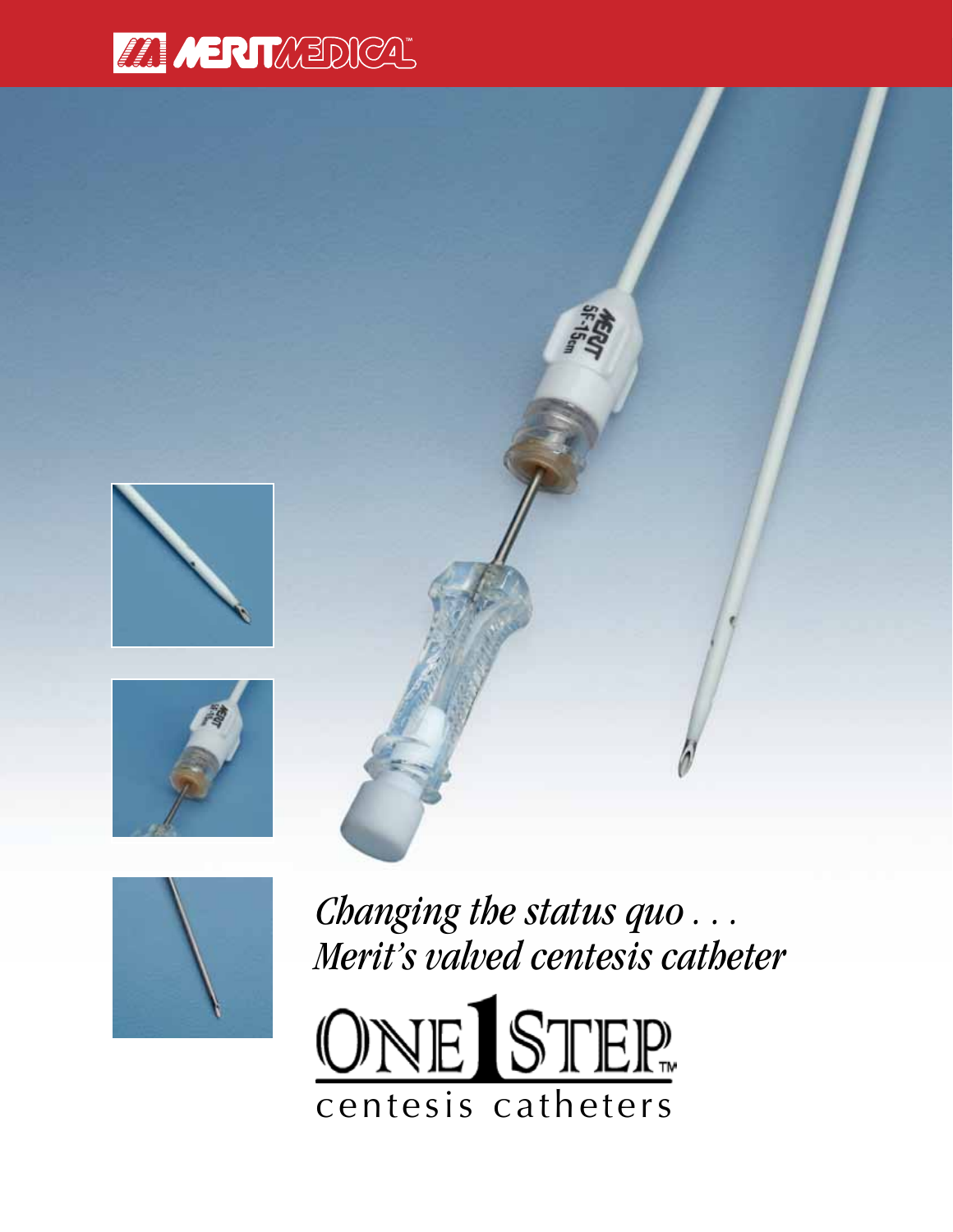MERIT MEDICAL™

*Changing the status quo . . .*
*Merit's valved centesis catheter*

# ONE STEP™
## centesis catheters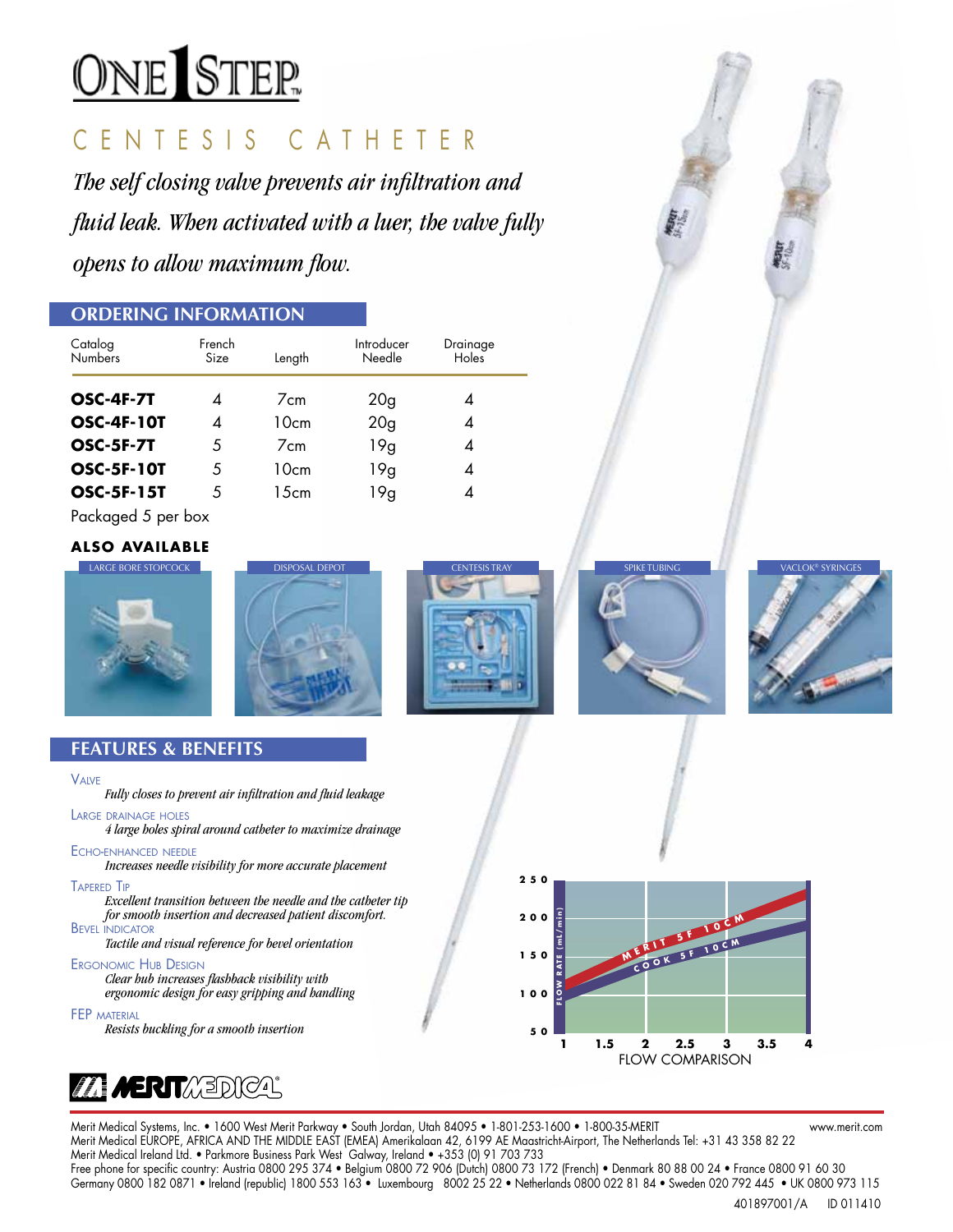# ONE 1 STEP™

## CENTESIS CATHETER

*The self closing valve prevents air infiltration and fluid leak. When activated with a luer, the valve fully opens to allow maximum flow.*

## ORDERING INFORMATION

| Catalog Numbers | French Size | Length | Introducer Needle | Drainage Holes |
|---|---|---|---|---|
| **OSC-4F-7T** | 4 | 7cm | 20g | 4 |
| **OSC-4F-10T** | 4 | 10cm | 20g | 4 |
| **OSC-5F-7T** | 5 | 7cm | 19g | 4 |
| **OSC-5F-10T** | 5 | 10cm | 19g | 4 |
| **OSC-5F-15T** | 5 | 15cm | 19g | 4 |

Packaged 5 per box

### ALSO AVAILABLE

LARGE BORE STOPCOCK

DISPOSAL DEPOT

CENTESIS TRAY

SPIKE TUBING

VACLOK® SYRINGES

## FEATURES & BENEFITS

**VALVE**
*Fully closes to prevent air infiltration and fluid leakage*

**LARGE DRAINAGE HOLES**
*4 large holes spiral around catheter to maximize drainage*

**ECHO-ENHANCED NEEDLE**
*Increases needle visibility for more accurate placement*

**TAPERED TIP**
*Excellent transition between the needle and the catheter tip for smooth insertion and decreased patient discomfort.*

**BEVEL INDICATOR**
*Tactile and visual reference for bevel orientation*

**ERGONOMIC HUB DESIGN**
*Clear hub increases flashback visibility with ergonomic design for easy gripping and handling*

**FEP MATERIAL**
*Resists buckling for a smooth insertion*

FLOW RATE (mL/min)
250
200
150
100
50
1 1.5 2 2.5 3 3.5 4
FLOW COMPARISON
MERIT 5F 10CM
COOK 5F 10CM

MERIT MEDICAL®

Merit Medical Systems, Inc. • 1600 West Merit Parkway • South Jordan, Utah 84095 • 1-801-253-1600 • 1-800-35-MERIT www.merit.com
Merit Medical EUROPE, AFRICA AND THE MIDDLE EAST (EMEA) Amerikalaan 42, 6199 AE Maastricht-Airport, The Netherlands Tel: +31 43 358 82 22
Merit Medical Ireland Ltd. • Parkmore Business Park West Galway, Ireland • +353 (0) 91 703 733
Free phone for specific country: Austria 0800 295 374 • Belgium 0800 72 906 (Dutch) 0800 73 172 (French) • Denmark 80 88 00 24 • France 0800 91 60 30
Germany 0800 182 0871 • Ireland (republic) 1800 553 163 • Luxembourg 8002 25 22 • Netherlands 0800 022 81 84 • Sweden 020 792 445 • UK 0800 973 115

401897001/A ID 011410